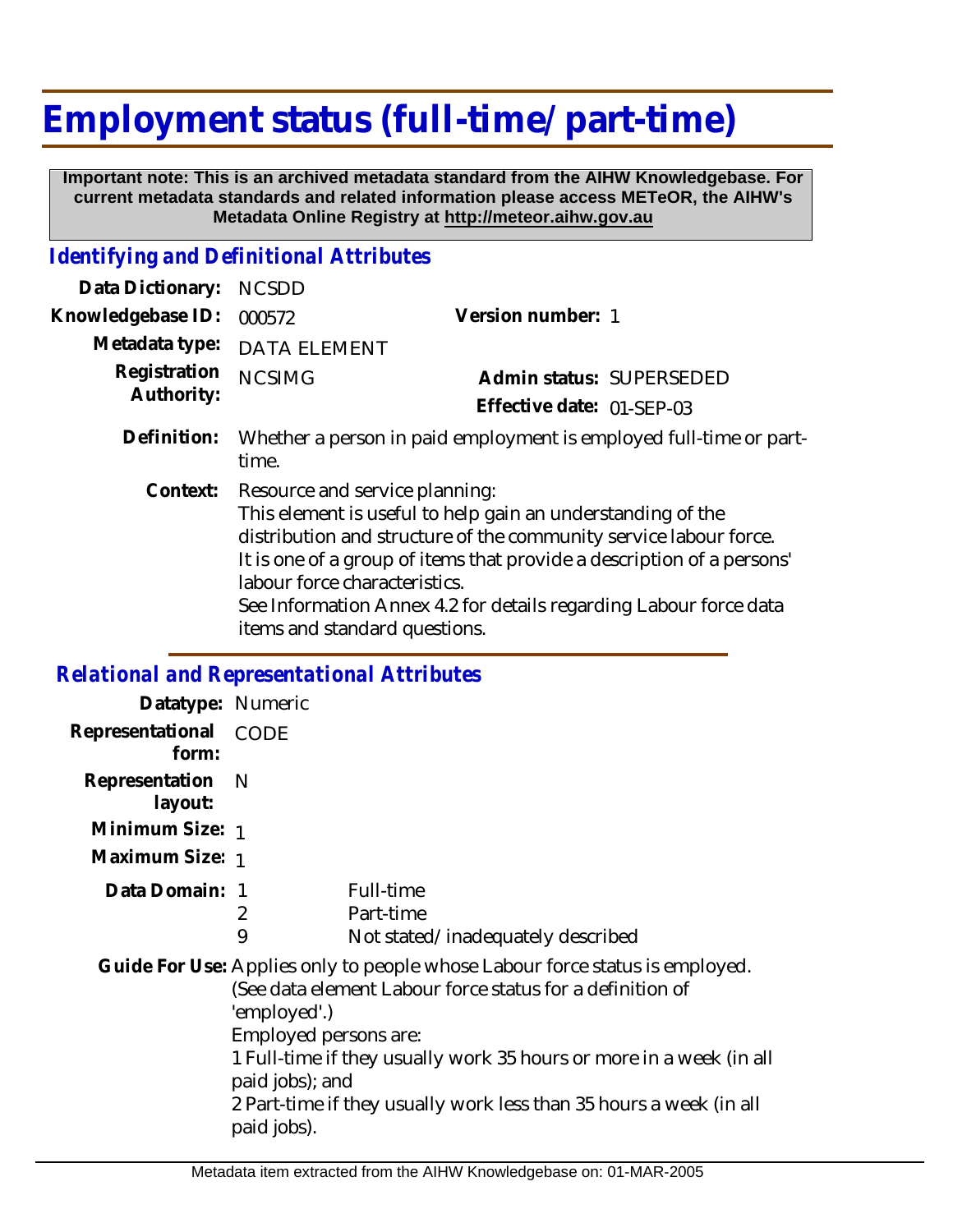# Employment status (full-time/part-time)

**Important note: This is an archived metadata standard from the AIHW Knowledgebase. For current metadata standards and related information please access METeOR, the AIHW's Metadata Online Registry at http://meteor.aihw.gov.au**

## *Identifying and Definitional Attributes*

**Data Dictionary:** NCSDD

**Knowledgebase ID:** 000572

**Version number:** 1

**Metadata type:** DATA ELEMENT

**Registration Authority:** NCSIMG

**Admin status:** SUPERSEDED

**Effective date:** 01-SEP-03

**Definition:** Whether a person in paid employment is employed full-time or part-time.

**Context:** Resource and service planning:
This element is useful to help gain an understanding of the distribution and structure of the community service labour force. It is one of a group of items that provide a description of a persons' labour force characteristics.
See Information Annex 4.2 for details regarding Labour force data items and standard questions.

## *Relational and Representational Attributes*

**Datatype:** Numeric

**Representational form:** CODE

**Representation layout:** N

**Minimum Size:** 1

**Maximum Size:** 1

**Data Domain:**

1 Full-time
2 Part-time
9 Not stated/inadequately described

**Guide For Use:** Applies only to people whose Labour force status is employed. (See data element Labour force status for a definition of 'employed'.)
Employed persons are:
1 Full-time if they usually work 35 hours or more in a week (in all paid jobs); and
2 Part-time if they usually work less than 35 hours a week (in all paid jobs).

Metadata item extracted from the AIHW Knowledgebase on: 01-MAR-2005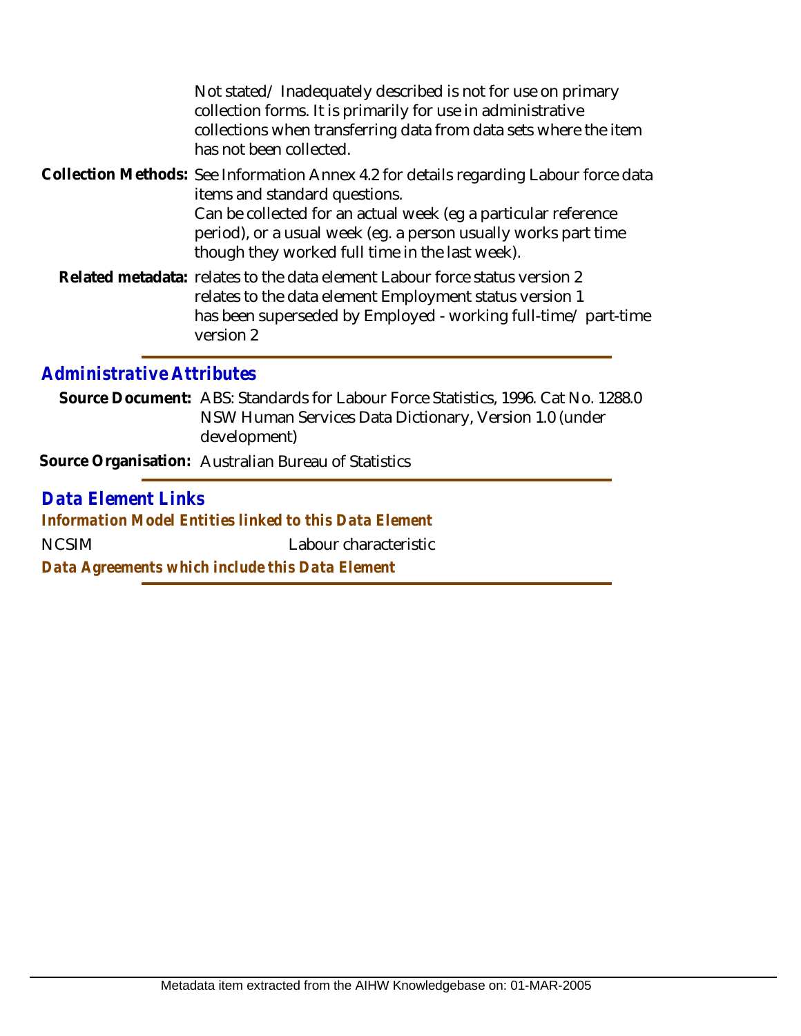Not stated/ Inadequately described is not for use on primary collection forms. It is primarily for use in administrative collections when transferring data from data sets where the item has not been collected.

**Collection Methods:** See Information Annex 4.2 for details regarding Labour force data items and standard questions.
Can be collected for an actual week (eg a particular reference period), or a usual week (eg. a person usually works part time though they worked full time in the last week).

**Related metadata:** relates to the data element Labour force status version 2
relates to the data element Employment status version 1
has been superseded by Employed - working full-time/ part-time version 2

## Administrative Attributes

**Source Document:** ABS: Standards for Labour Force Statistics, 1996. Cat No. 1288.0
NSW Human Services Data Dictionary, Version 1.0 (under development)

**Source Organisation:** Australian Bureau of Statistics

## Data Element Links

### Information Model Entities linked to this Data Element

NCSIM Labour characteristic

### Data Agreements which include this Data Element

Metadata item extracted from the AIHW Knowledgebase on: 01-MAR-2005